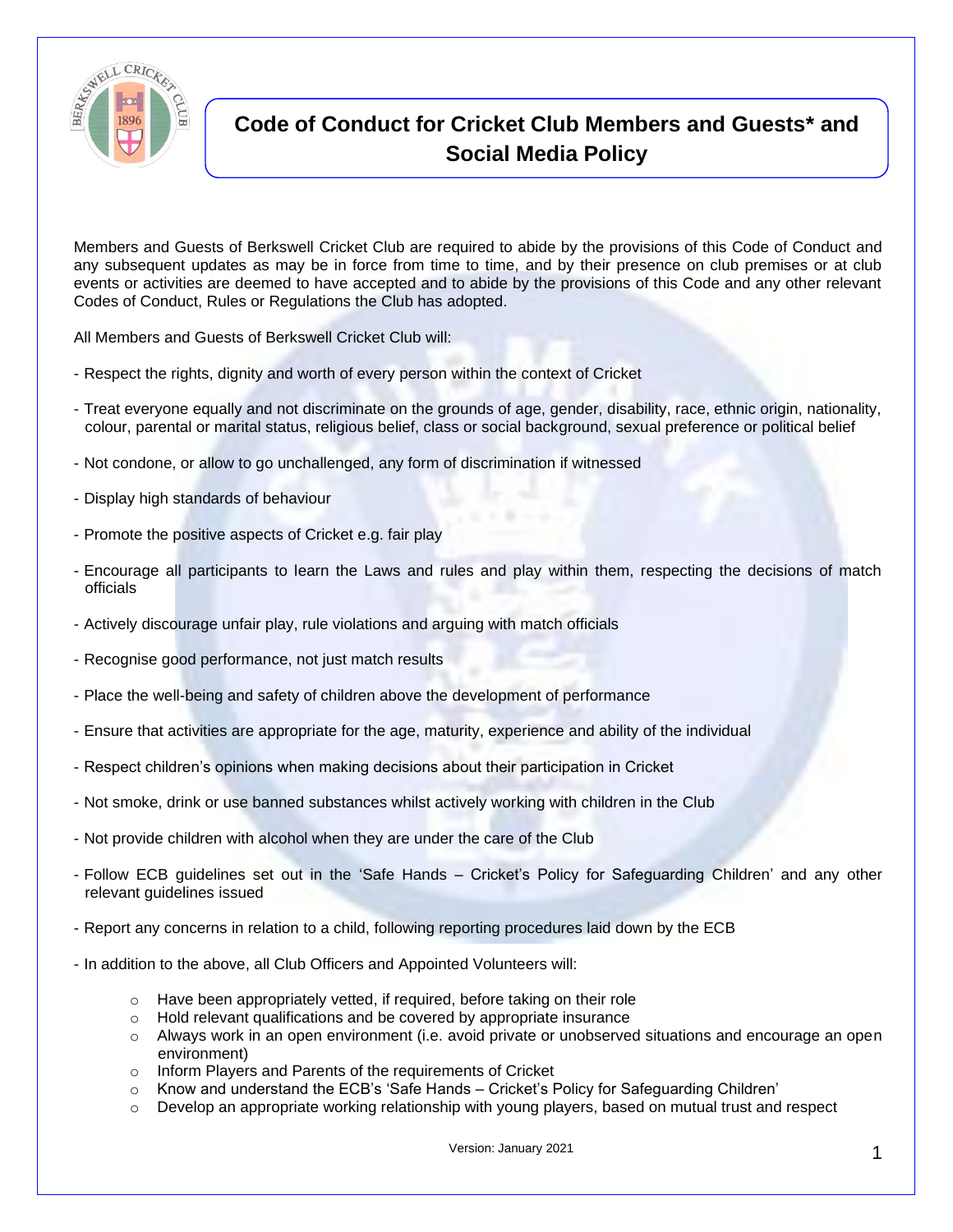# Code of Conduct for Cricket Club Members and Guests* and Social Media Policy

Members and Guests of Berkswell Cricket Club are required to abide by the provisions of this Code of Conduct and any subsequent updates as may be in force from time to time, and by their presence on club premises or at club events or activities are deemed to have accepted and to abide by the provisions of this Code and any other relevant Codes of Conduct, Rules or Regulations the Club has adopted.

All Members and Guests of Berkswell Cricket Club will:

- Respect the rights, dignity and worth of every person within the context of Cricket
- Treat everyone equally and not discriminate on the grounds of age, gender, disability, race, ethnic origin, nationality, colour, parental or marital status, religious belief, class or social background, sexual preference or political belief
- Not condone, or allow to go unchallenged, any form of discrimination if witnessed
- Display high standards of behaviour
- Promote the positive aspects of Cricket e.g. fair play
- Encourage all participants to learn the Laws and rules and play within them, respecting the decisions of match officials
- Actively discourage unfair play, rule violations and arguing with match officials
- Recognise good performance, not just match results
- Place the well-being and safety of children above the development of performance
- Ensure that activities are appropriate for the age, maturity, experience and ability of the individual
- Respect children's opinions when making decisions about their participation in Cricket
- Not smoke, drink or use banned substances whilst actively working with children in the Club
- Not provide children with alcohol when they are under the care of the Club
- Follow ECB guidelines set out in the 'Safe Hands – Cricket's Policy for Safeguarding Children' and any other relevant guidelines issued
- Report any concerns in relation to a child, following reporting procedures laid down by the ECB
- In addition to the above, all Club Officers and Appointed Volunteers will:
  - Have been appropriately vetted, if required, before taking on their role
  - Hold relevant qualifications and be covered by appropriate insurance
  - Always work in an open environment (i.e. avoid private or unobserved situations and encourage an open environment)
  - Inform Players and Parents of the requirements of Cricket
  - Know and understand the ECB's 'Safe Hands – Cricket's Policy for Safeguarding Children'
  - Develop an appropriate working relationship with young players, based on mutual trust and respect

Version: January 2021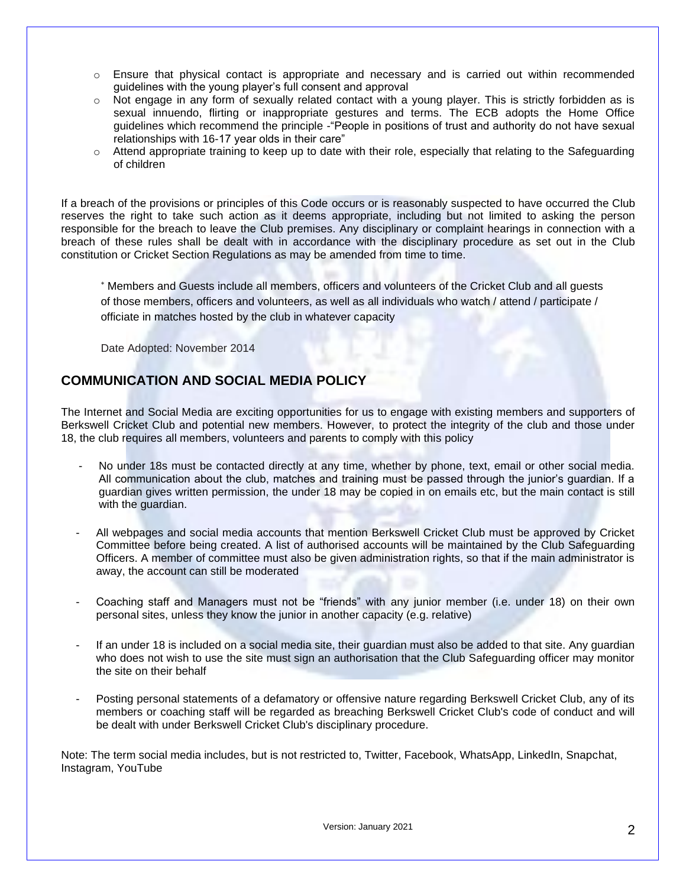- Ensure that physical contact is appropriate and necessary and is carried out within recommended guidelines with the young player's full consent and approval
- Not engage in any form of sexually related contact with a young player. This is strictly forbidden as is sexual innuendo, flirting or inappropriate gestures and terms. The ECB adopts the Home Office guidelines which recommend the principle -"People in positions of trust and authority do not have sexual relationships with 16-17 year olds in their care"
- Attend appropriate training to keep up to date with their role, especially that relating to the Safeguarding of children

If a breach of the provisions or principles of this Code occurs or is reasonably suspected to have occurred the Club reserves the right to take such action as it deems appropriate, including but not limited to asking the person responsible for the breach to leave the Club premises. Any disciplinary or complaint hearings in connection with a breach of these rules shall be dealt with in accordance with the disciplinary procedure as set out in the Club constitution or Cricket Section Regulations as may be amended from time to time.

* Members and Guests include all members, officers and volunteers of the Cricket Club and all guests of those members, officers and volunteers, as well as all individuals who watch / attend / participate / officiate in matches hosted by the club in whatever capacity

Date Adopted: November 2014

## COMMUNICATION AND SOCIAL MEDIA POLICY

The Internet and Social Media are exciting opportunities for us to engage with existing members and supporters of Berkswell Cricket Club and potential new members. However, to protect the integrity of the club and those under 18, the club requires all members, volunteers and parents to comply with this policy

- No under 18s must be contacted directly at any time, whether by phone, text, email or other social media. All communication about the club, matches and training must be passed through the junior's guardian. If a guardian gives written permission, the under 18 may be copied in on emails etc, but the main contact is still with the guardian.

- All webpages and social media accounts that mention Berkswell Cricket Club must be approved by Cricket Committee before being created. A list of authorised accounts will be maintained by the Club Safeguarding Officers. A member of committee must also be given administration rights, so that if the main administrator is away, the account can still be moderated

- Coaching staff and Managers must not be "friends" with any junior member (i.e. under 18) on their own personal sites, unless they know the junior in another capacity (e.g. relative)

- If an under 18 is included on a social media site, their guardian must also be added to that site. Any guardian who does not wish to use the site must sign an authorisation that the Club Safeguarding officer may monitor the site on their behalf

- Posting personal statements of a defamatory or offensive nature regarding Berkswell Cricket Club, any of its members or coaching staff will be regarded as breaching Berkswell Cricket Club's code of conduct and will be dealt with under Berkswell Cricket Club's disciplinary procedure.

Note: The term social media includes, but is not restricted to, Twitter, Facebook, WhatsApp, LinkedIn, Snapchat, Instagram, YouTube